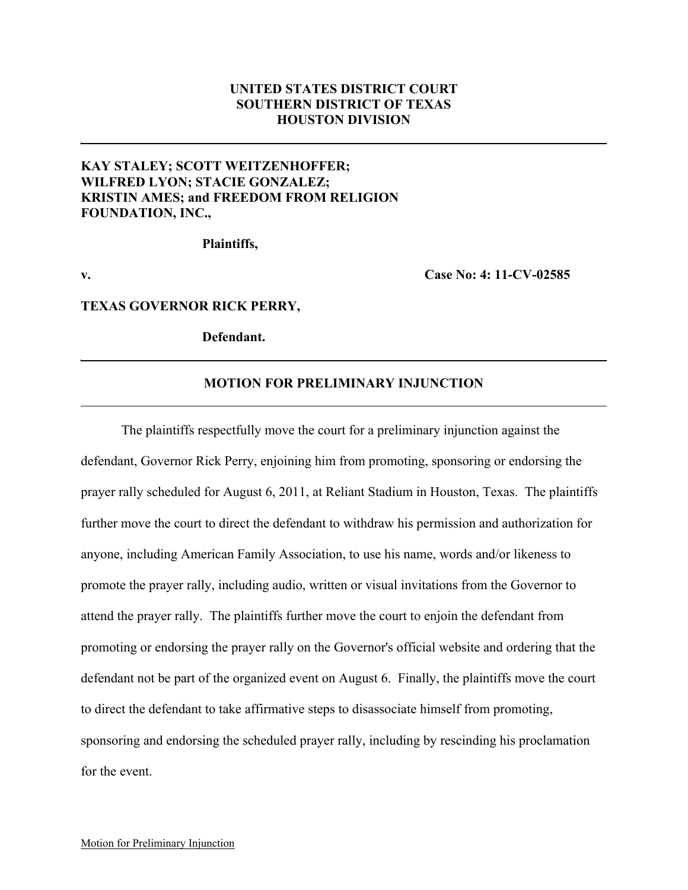**UNITED STATES DISTRICT COURT**
**SOUTHERN DISTRICT OF TEXAS**
**HOUSTON DIVISION**

---

**KAY STALEY; SCOTT WEITZENHOFFER; WILFRED LYON; STACIE GONZALEZ; KRISTIN AMES; and FREEDOM FROM RELIGION FOUNDATION, INC.,**

**Plaintiffs,**

**v.** **Case No: 4: 11-CV-02585**

**TEXAS GOVERNOR RICK PERRY,**

**Defendant.**

---

**MOTION FOR PRELIMINARY INJUNCTION**

---

The plaintiffs respectfully move the court for a preliminary injunction against the defendant, Governor Rick Perry, enjoining him from promoting, sponsoring or endorsing the prayer rally scheduled for August 6, 2011, at Reliant Stadium in Houston, Texas. The plaintiffs further move the court to direct the defendant to withdraw his permission and authorization for anyone, including American Family Association, to use his name, words and/or likeness to promote the prayer rally, including audio, written or visual invitations from the Governor to attend the prayer rally. The plaintiffs further move the court to enjoin the defendant from promoting or endorsing the prayer rally on the Governor's official website and ordering that the defendant not be part of the organized event on August 6. Finally, the plaintiffs move the court to direct the defendant to take affirmative steps to disassociate himself from promoting, sponsoring and endorsing the scheduled prayer rally, including by rescinding his proclamation for the event.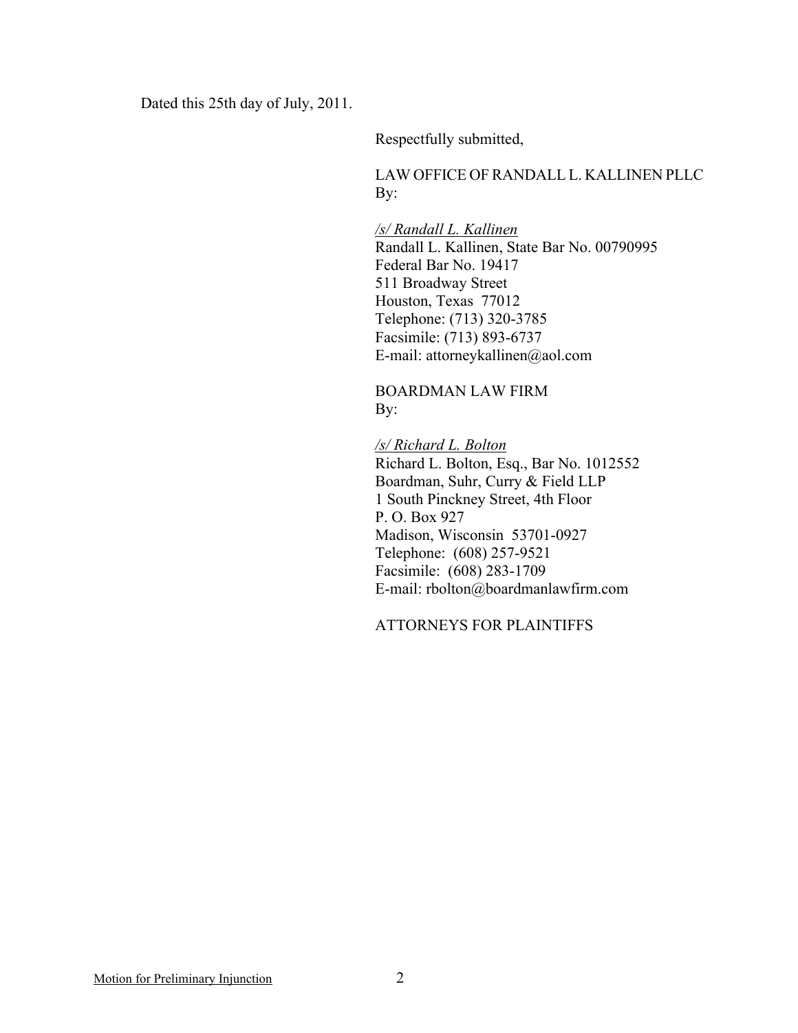Dated this 25th day of July, 2011.

Respectfully submitted,

LAW OFFICE OF RANDALL L. KALLINEN PLLC
By:

*/s/ Randall L. Kallinen*
Randall L. Kallinen, State Bar No. 00790995
Federal Bar No. 19417
511 Broadway Street
Houston, Texas 77012
Telephone: (713) 320-3785
Facsimile: (713) 893-6737
E-mail: attorneykallinen@aol.com

BOARDMAN LAW FIRM
By:

*/s/ Richard L. Bolton*
Richard L. Bolton, Esq., Bar No. 1012552
Boardman, Suhr, Curry & Field LLP
1 South Pinckney Street, 4th Floor
P. O. Box 927
Madison, Wisconsin 53701-0927
Telephone: (608) 257-9521
Facsimile: (608) 283-1709
E-mail: rbolton@boardmanlawfirm.com

ATTORNEYS FOR PLAINTIFFS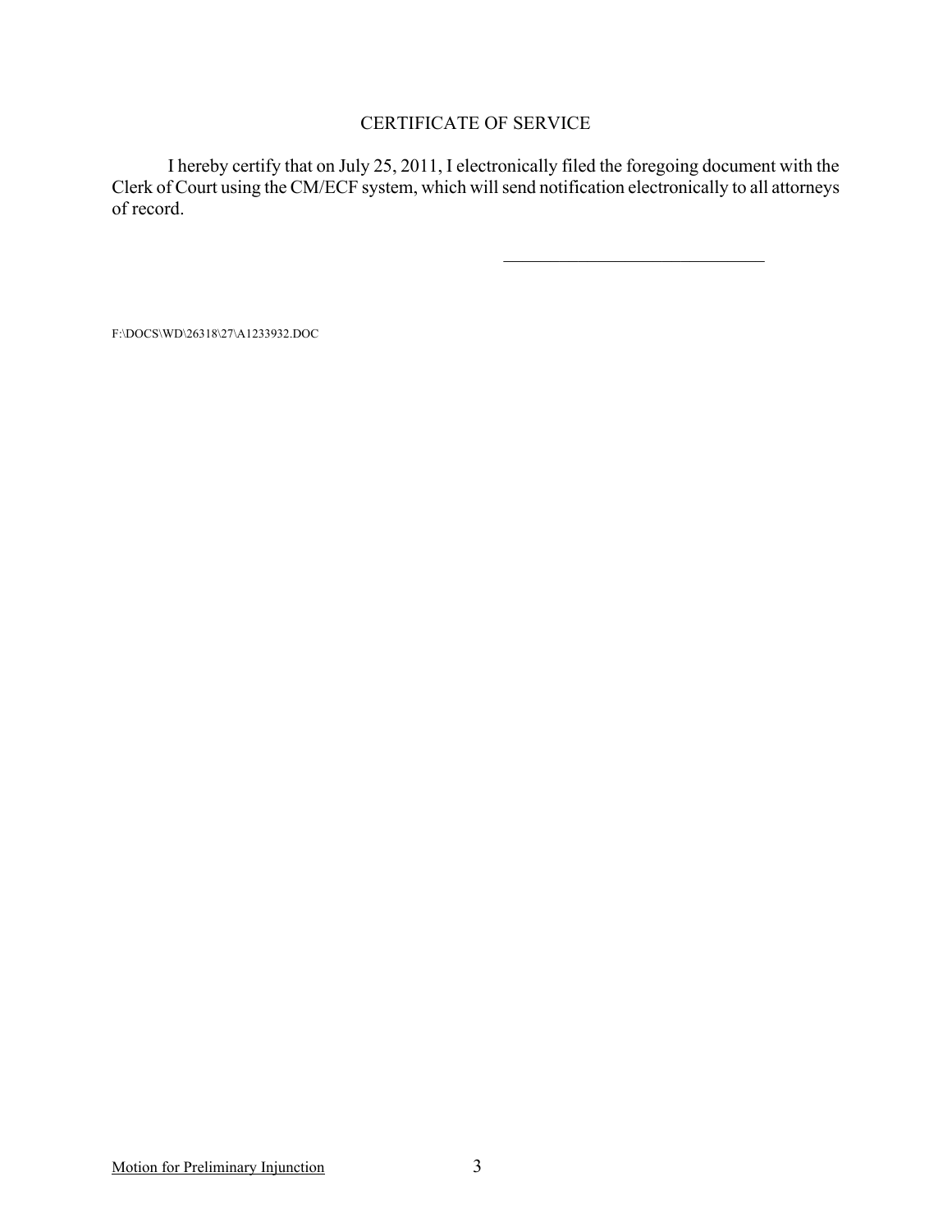# CERTIFICATE OF SERVICE

I hereby certify that on July 25, 2011, I electronically filed the foregoing document with the Clerk of Court using the CM/ECF system, which will send notification electronically to all attorneys of record.

______________________________

F:\DOCS\WD\26318\27\A1233932.DOC